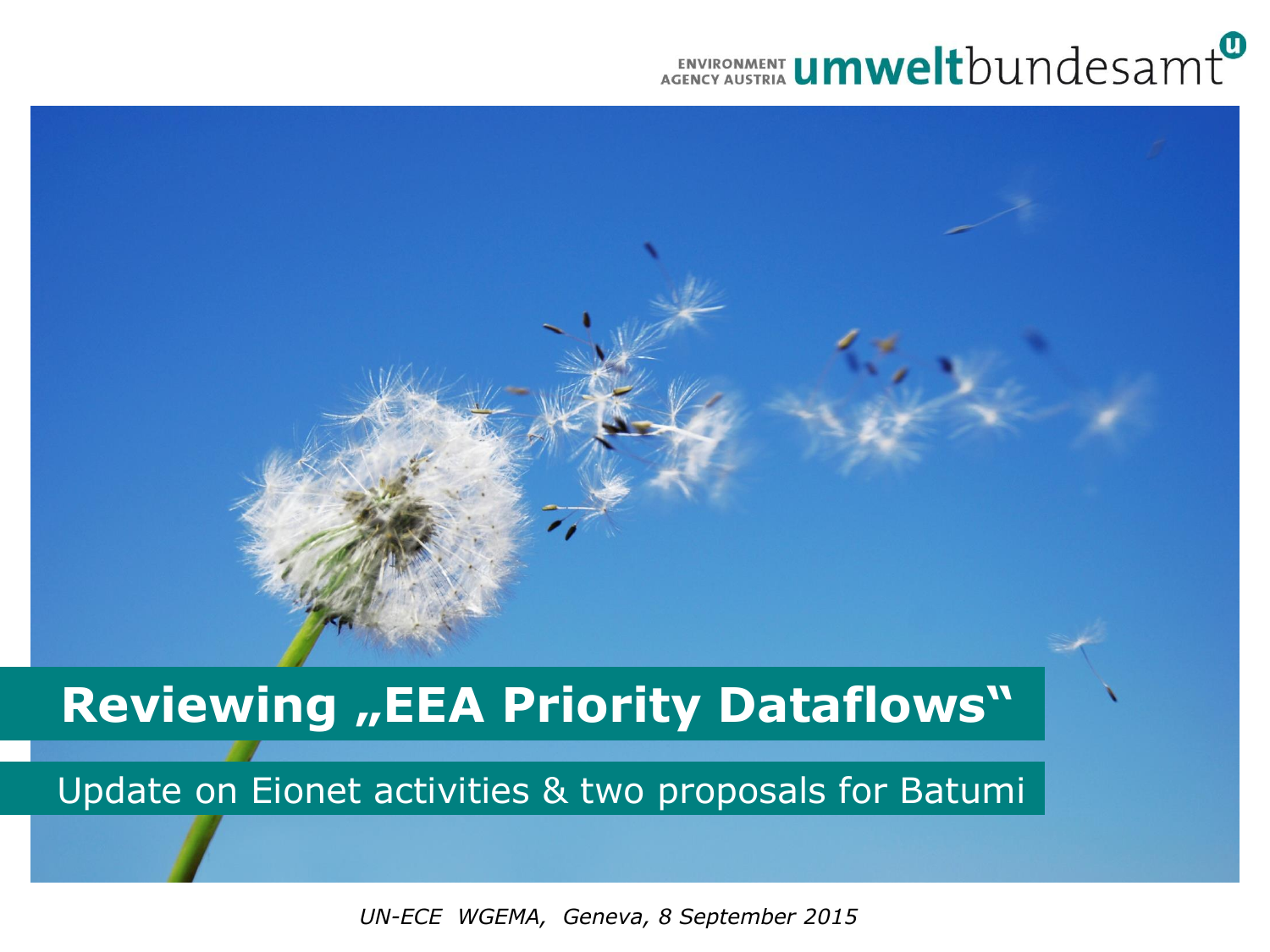ENVIRONMENT AGENCY AUSTRIA **umwelt**bundesamt

# Reviewing „EEA Priority Dataflows"

## Update on Eionet activities & two proposals for Batumi

*UN-ECE WGEMA, Geneva, 8 September 2015*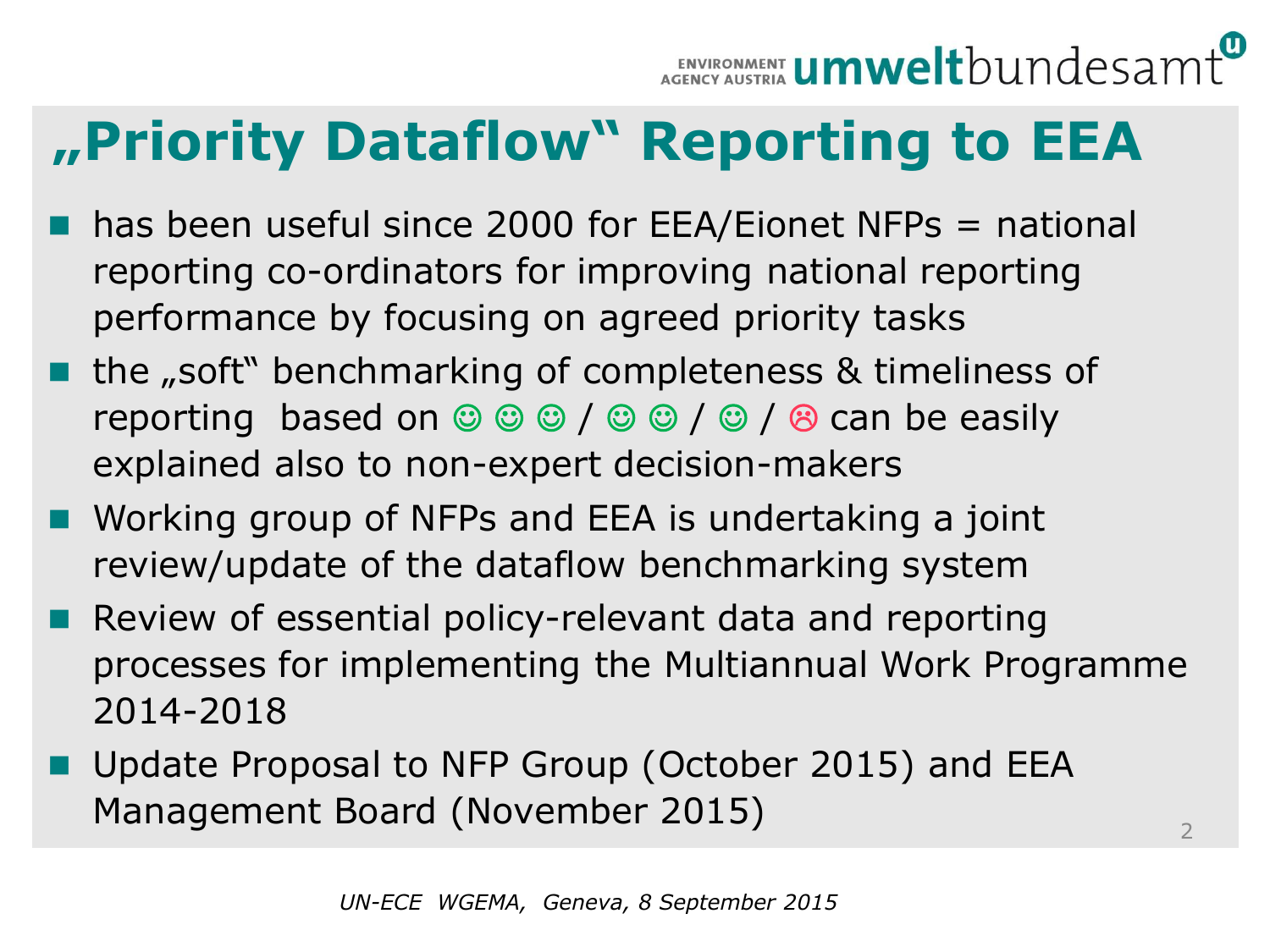# „Priority Dataflow“ Reporting to EEA

- has been useful since 2000 for EEA/Eionet NFPs = national reporting co-ordinators for improving national reporting performance by focusing on agreed priority tasks
- the „soft“ benchmarking of completeness & timeliness of reporting based on ☺ ☺ ☺ / ☺ ☺ / ☺ / ☹ can be easily explained also to non-expert decision-makers
- Working group of NFPs and EEA is undertaking a joint review/update of the dataflow benchmarking system
- Review of essential policy-relevant data and reporting processes for implementing the Multiannual Work Programme 2014-2018
- Update Proposal to NFP Group (October 2015) and EEA Management Board (November 2015)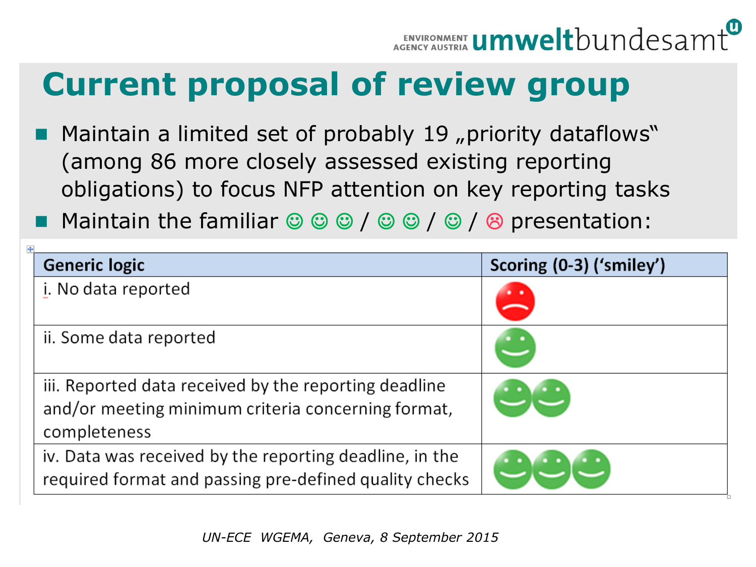# Current proposal of review group

- Maintain a limited set of probably 19 „priority dataflows" (among 86 more closely assessed existing reporting obligations) to focus NFP attention on key reporting tasks
- Maintain the familiar ☺ ☺ ☺ / ☺ ☺ / ☺ / ☹ presentation:

| Generic logic | Scoring (0-3) ('smiley') |
|---|---|
| i. No data reported | ☹ |
| ii. Some data reported | ☺ |
| iii. Reported data received by the reporting deadline and/or meeting minimum criteria concerning format, completeness | ☺☺ |
| iv. Data was received by the reporting deadline, in the required format and passing pre-defined quality checks | ☺☺☺ |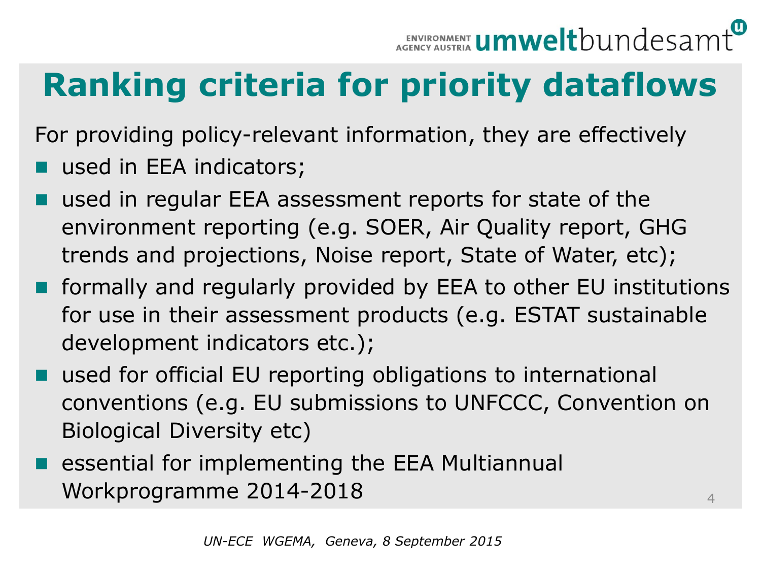# Ranking criteria for priority dataflows

For providing policy-relevant information, they are effectively

- used in EEA indicators;
- used in regular EEA assessment reports for state of the environment reporting (e.g. SOER, Air Quality report, GHG trends and projections, Noise report, State of Water, etc);
- formally and regularly provided by EEA to other EU institutions for use in their assessment products (e.g. ESTAT sustainable development indicators etc.);
- used for official EU reporting obligations to international conventions (e.g. EU submissions to UNFCCC, Convention on Biological Diversity etc)
- essential for implementing the EEA Multiannual Workprogramme 2014-2018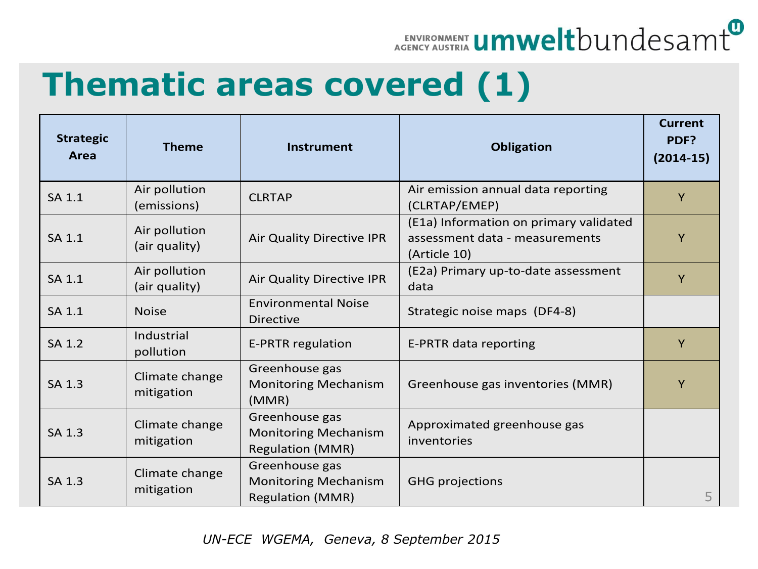# Thematic areas covered (1)

| Strategic Area | Theme | Instrument | Obligation | Current PDF? (2014-15) |
|---|---|---|---|---|
| SA 1.1 | Air pollution (emissions) | CLRTAP | Air emission annual data reporting (CLRTAP/EMEP) | Y |
| SA 1.1 | Air pollution (air quality) | Air Quality Directive IPR | (E1a) Information on primary validated assessment data - measurements (Article 10) | Y |
| SA 1.1 | Air pollution (air quality) | Air Quality Directive IPR | (E2a) Primary up-to-date assessment data | Y |
| SA 1.1 | Noise | Environmental Noise Directive | Strategic noise maps (DF4-8) | |
| SA 1.2 | Industrial pollution | E-PRTR regulation | E-PRTR data reporting | Y |
| SA 1.3 | Climate change mitigation | Greenhouse gas Monitoring Mechanism (MMR) | Greenhouse gas inventories (MMR) | Y |
| SA 1.3 | Climate change mitigation | Greenhouse gas Monitoring Mechanism Regulation (MMR) | Approximated greenhouse gas inventories | |
| SA 1.3 | Climate change mitigation | Greenhouse gas Monitoring Mechanism Regulation (MMR) | GHG projections | |

*UN-ECE WGEMA, Geneva, 8 September 2015*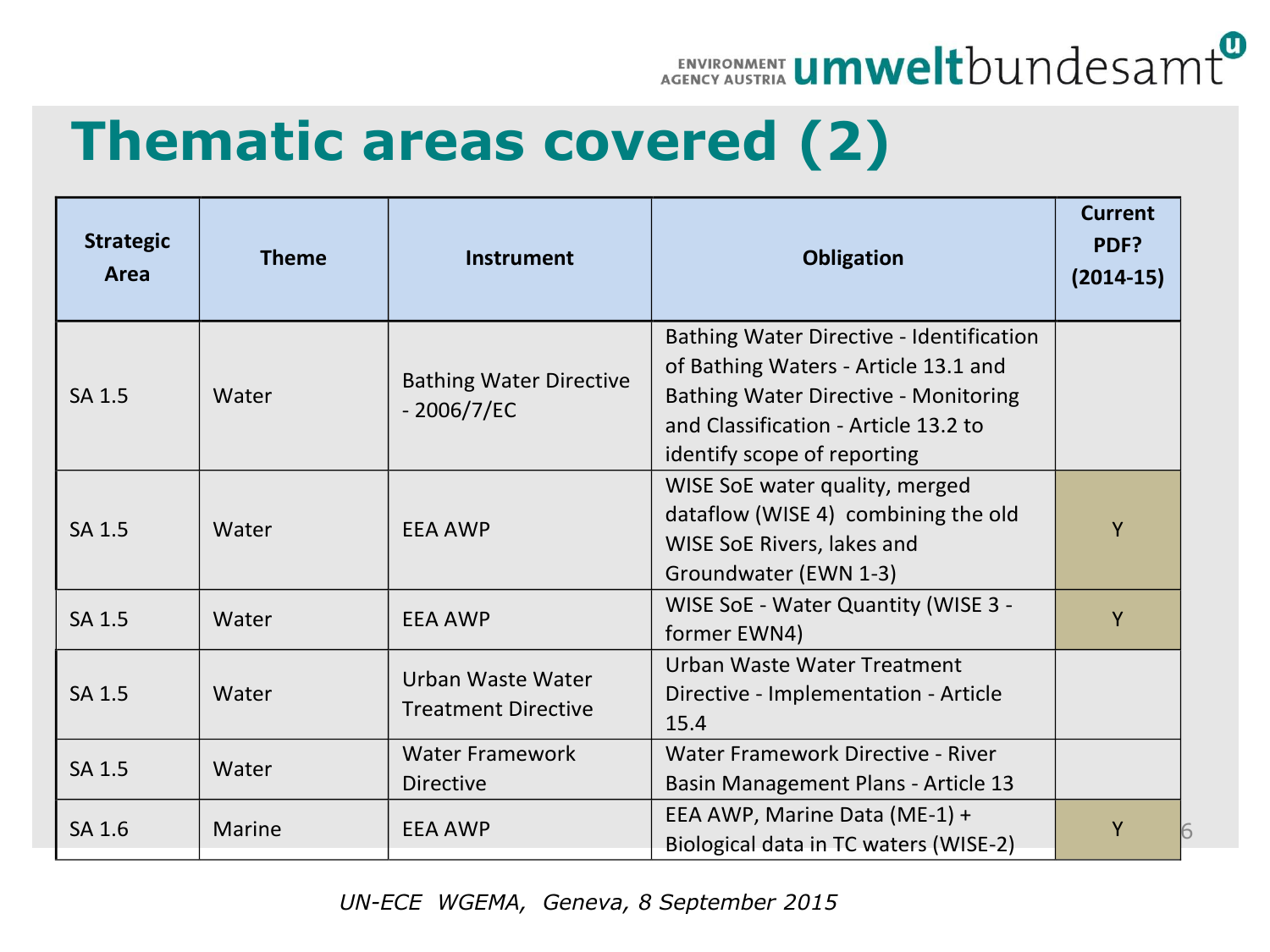# Thematic areas covered (2)

| Strategic Area | Theme | Instrument | Obligation | Current PDF? (2014-15) |
|---|---|---|---|---|
| SA 1.5 | Water | Bathing Water Directive - 2006/7/EC | Bathing Water Directive - Identification of Bathing Waters - Article 13.1 and Bathing Water Directive - Monitoring and Classification - Article 13.2 to identify scope of reporting | |
| SA 1.5 | Water | EEA AWP | WISE SoE water quality, merged dataflow (WISE 4) combining the old WISE SoE Rivers, lakes and Groundwater (EWN 1-3) | Y |
| SA 1.5 | Water | EEA AWP | WISE SoE - Water Quantity (WISE 3 - former EWN4) | Y |
| SA 1.5 | Water | Urban Waste Water Treatment Directive | Urban Waste Water Treatment Directive - Implementation - Article 15.4 | |
| SA 1.5 | Water | Water Framework Directive | Water Framework Directive - River Basin Management Plans - Article 13 | |
| SA 1.6 | Marine | EEA AWP | EEA AWP, Marine Data (ME-1) + Biological data in TC waters (WISE-2) | Y |

*UN-ECE WGEMA, Geneva, 8 September 2015*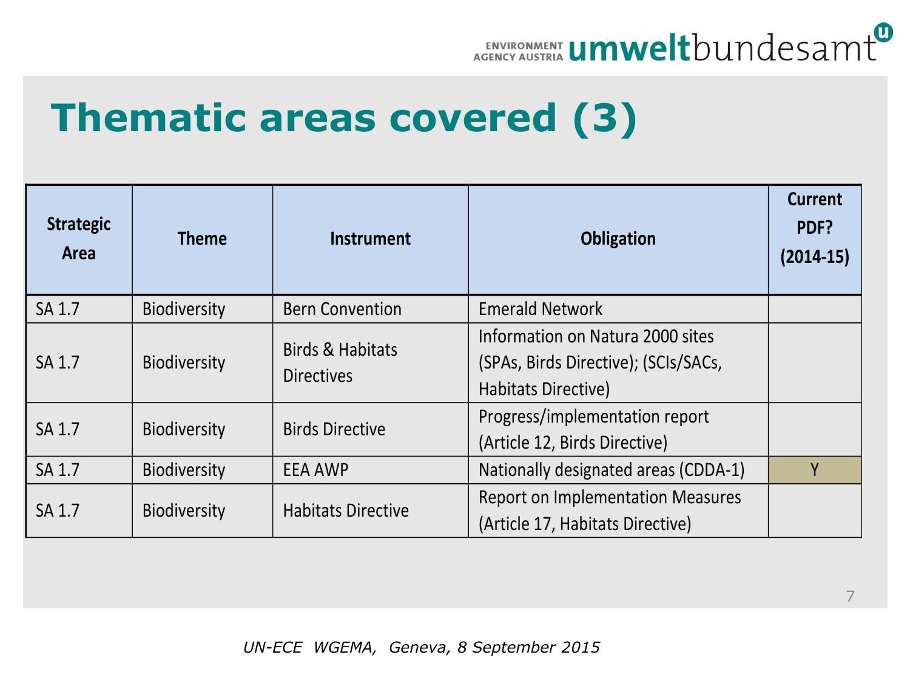# Thematic areas covered (3)

| Strategic Area | Theme | Instrument | Obligation | Current PDF? (2014-15) |
|---|---|---|---|---|
| SA 1.7 | Biodiversity | Bern Convention | Emerald Network | |
| SA 1.7 | Biodiversity | Birds & Habitats Directives | Information on Natura 2000 sites (SPAs, Birds Directive); (SCIs/SACs, Habitats Directive) | |
| SA 1.7 | Biodiversity | Birds Directive | Progress/implementation report (Article 12, Birds Directive) | |
| SA 1.7 | Biodiversity | EEA AWP | Nationally designated areas (CDDA-1) | Y |
| SA 1.7 | Biodiversity | Habitats Directive | Report on Implementation Measures (Article 17, Habitats Directive) | |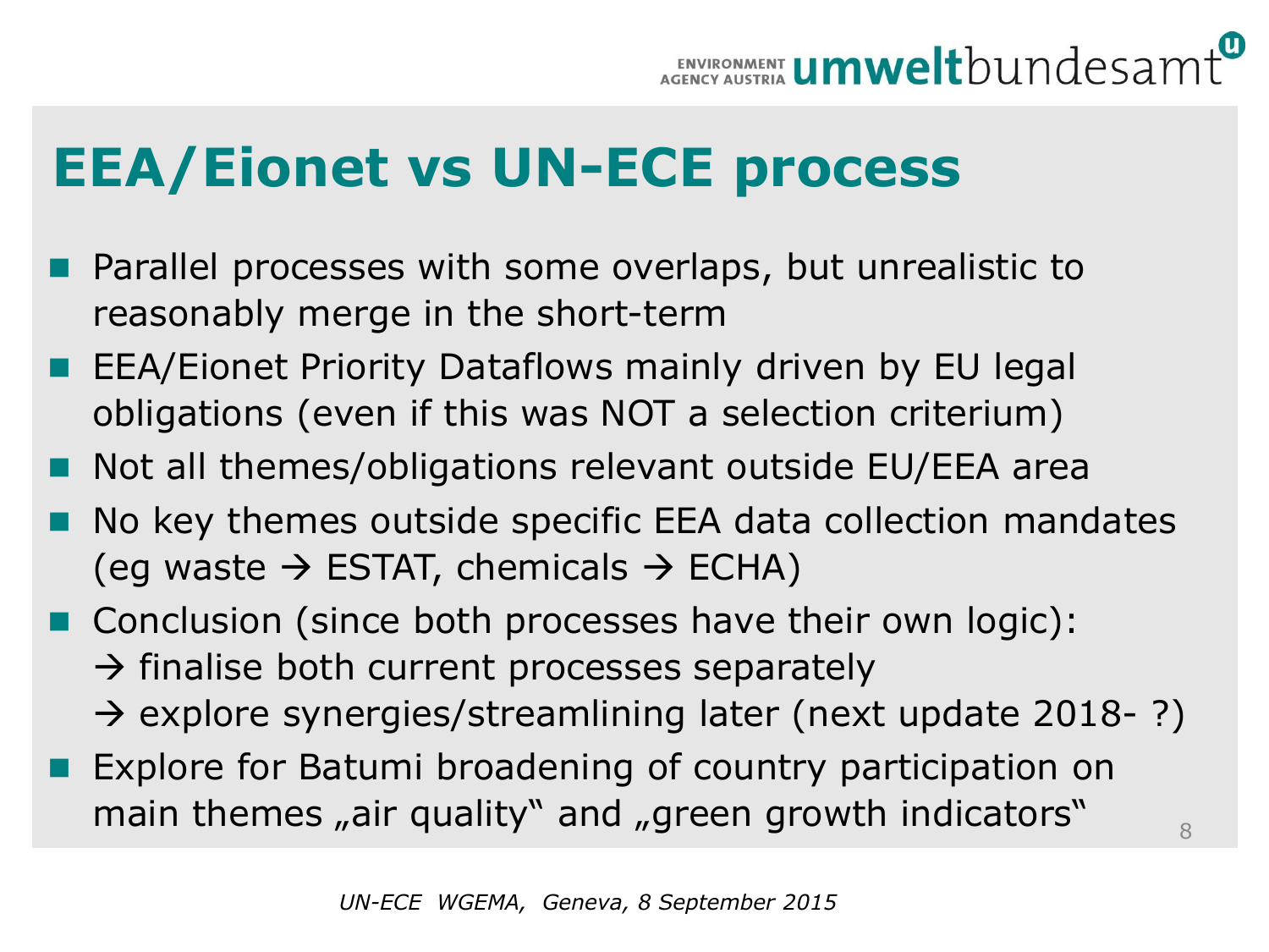# EEA/Eionet vs UN-ECE process

- Parallel processes with some overlaps, but unrealistic to reasonably merge in the short-term
- EEA/Eionet Priority Dataflows mainly driven by EU legal obligations (even if this was NOT a selection criterium)
- Not all themes/obligations relevant outside EU/EEA area
- No key themes outside specific EEA data collection mandates (eg waste → ESTAT, chemicals → ECHA)
- Conclusion (since both processes have their own logic):
  → finalise both current processes separately
  → explore synergies/streamlining later (next update 2018- ?)
- Explore for Batumi broadening of country participation on main themes „air quality" and „green growth indicators"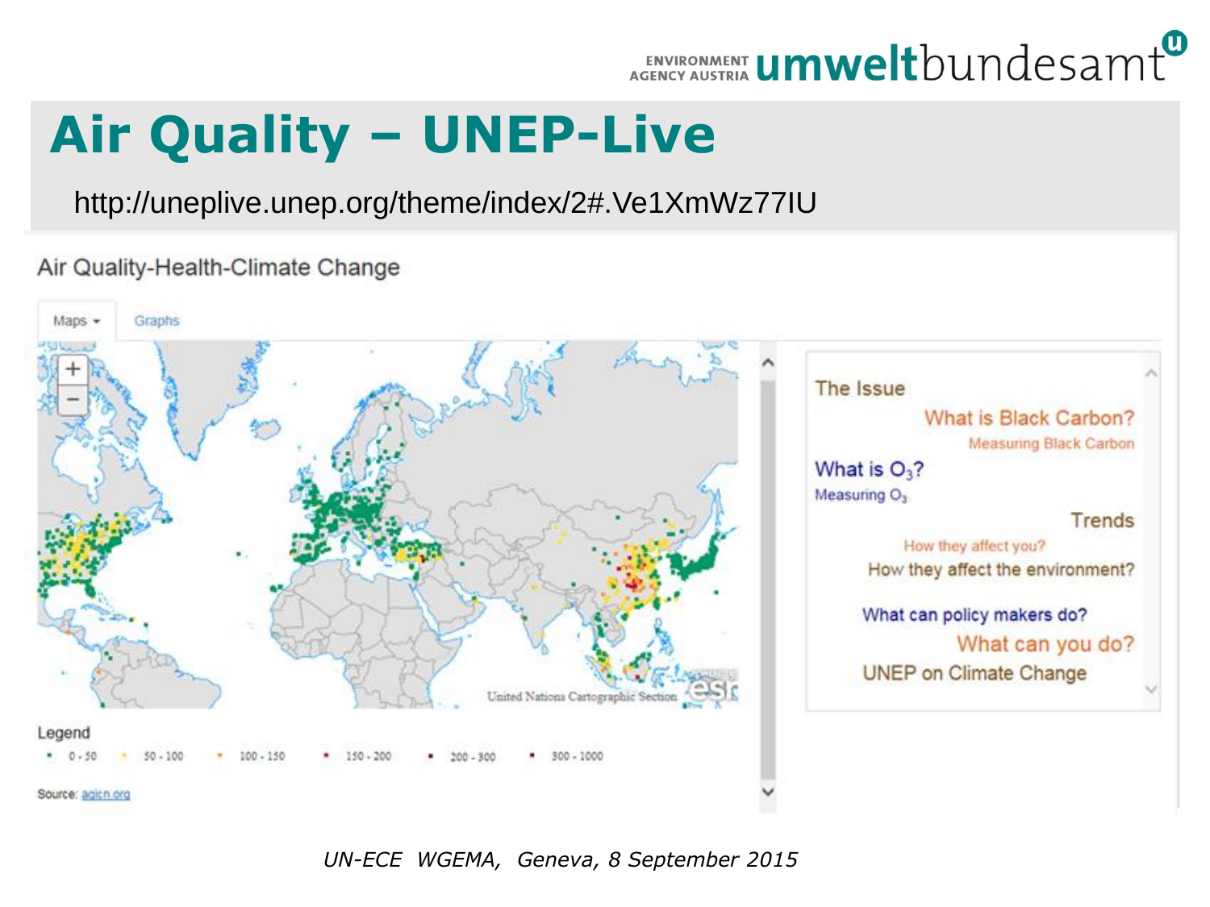# Air Quality – UNEP-Live

http://uneplive.unep.org/theme/index/2#.Ve1XmWz77IU

Air Quality-Health-Climate Change

Maps ▾ Graphs

Legend

• 0 - 50 • 50 - 100 • 100 - 150 • 150 - 200 • 200 - 300 • 300 - 1000

Source: aqicn.org

The Issue

What is Black Carbon?

Measuring Black Carbon

What is $O_3$?

Measuring $O_3$

Trends

How they affect you?

How they affect the environment?

What can policy makers do?

What can you do?

UNEP on Climate Change

*UN-ECE WGEMA, Geneva, 8 September 2015*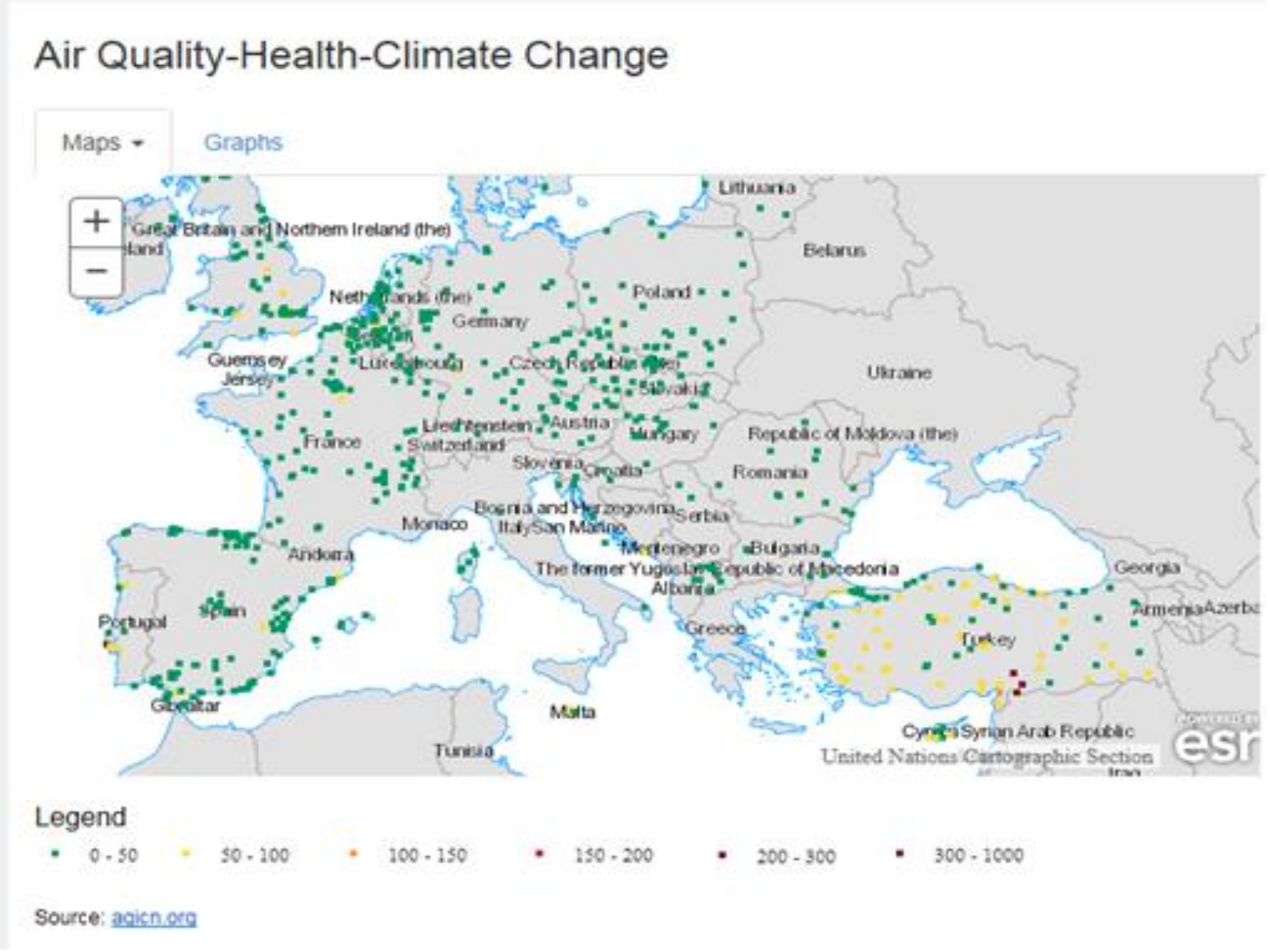# Air Quality-Health-Climate Change

Maps ▾ Graphs

Legend

- 0 - 50
- 50 - 100
- 100 - 150
- 150 - 200
- 200 - 300
- 300 - 1000

Source: aqicn.org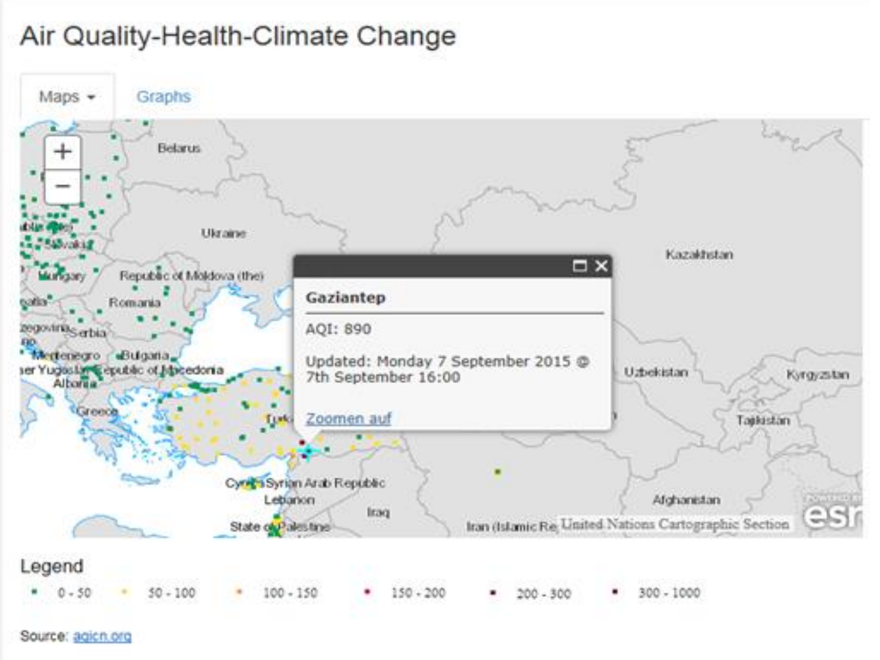# Air Quality-Health-Climate Change

Maps ▾ Graphs

**Gaziantep**

AQI: 890

Updated: Monday 7 September 2015 @ 7th September 16:00

Zoomen auf

Legend

| 0 - 50 | 50 - 100 | 100 - 150 | 150 - 200 | 200 - 300 | 300 - 1000 |
|---|---|---|---|---|---|

Source: aqicn.org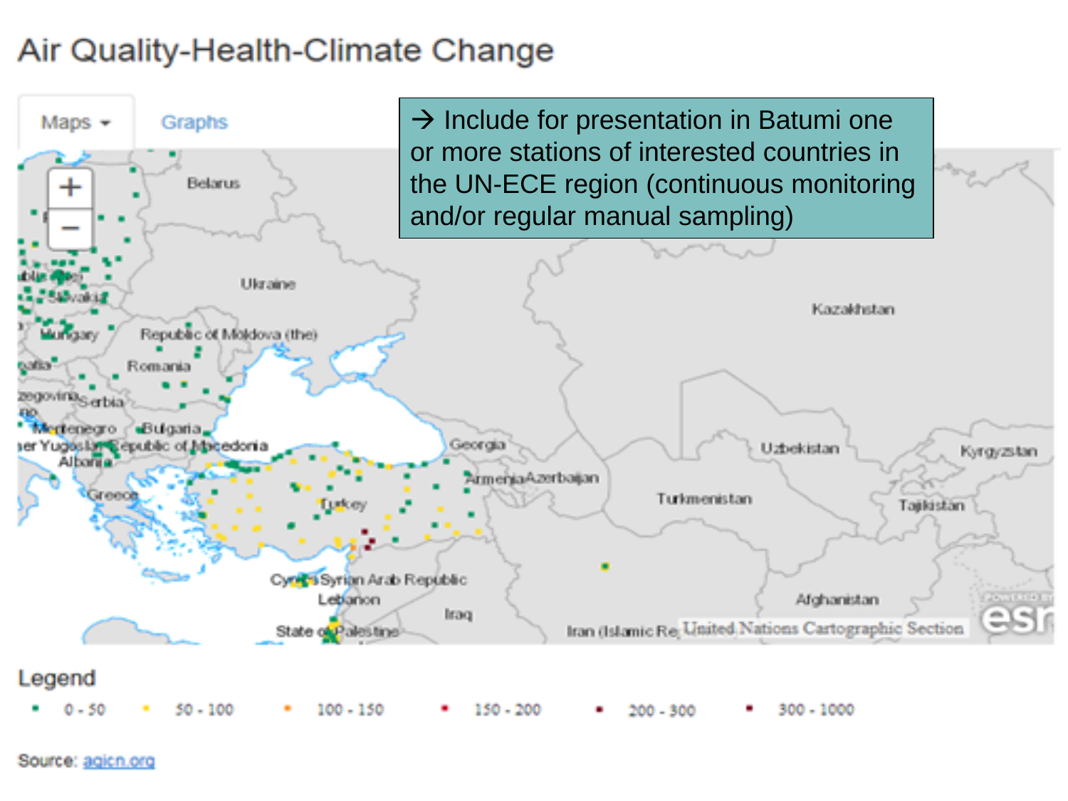# Air Quality-Health-Climate Change

Maps Graphs

→ Include for presentation in Batumi one or more stations of interested countries in the UN-ECE region (continuous monitoring and/or regular manual sampling)

Legend

0 - 50 | 50 - 100 | 100 - 150 | 150 - 200 | 200 - 300 | 300 - 1000

Source: aqicn.org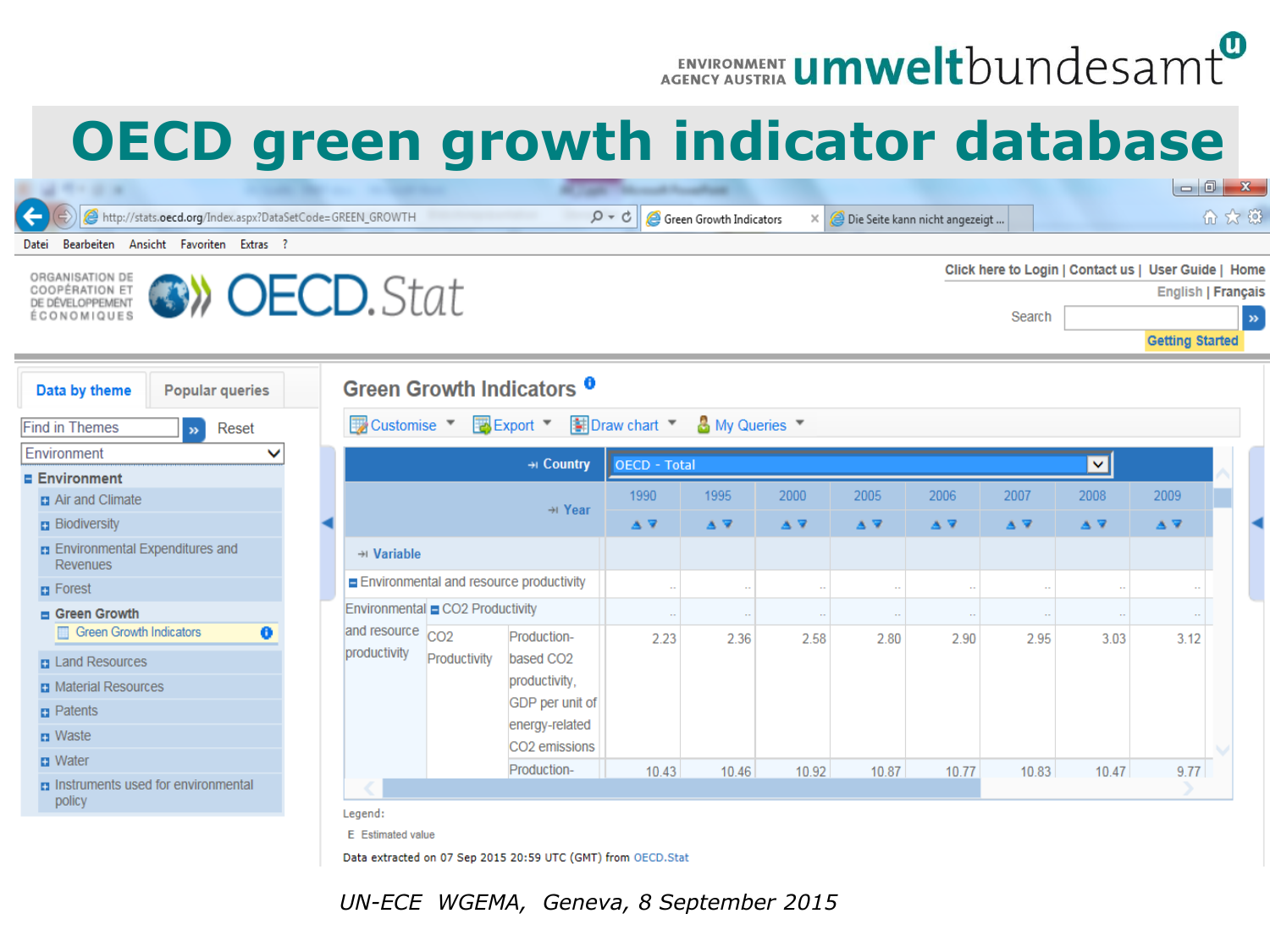ENVIRONMENT AGENCY AUSTRIA umweltbundesamt

# OECD green growth indicator database

http://stats.oecd.org/Index.aspx?DataSetCode=GREEN_GROWTH

Green Growth Indicators | Die Seite kann nicht angezeigt ...

Datei | Bearbeiten | Ansicht | Favoriten | Extras | ?

ORGANISATION DE COOPÉRATION ET DE DÉVELOPPEMENT ÉCONOMIQUES

OECD.Stat

Click here to Login | Contact us | User Guide | Home

English | Français

Search

Getting Started

Data by theme | Popular queries

Find in Themes | Reset

Environment

- Environment
  - Air and Climate
  - Biodiversity
  - Environmental Expenditures and Revenues
  - Forest
  - Green Growth
    - Green Growth Indicators
  - Land Resources
  - Material Resources
  - Patents
  - Waste
  - Water
  - Instruments used for environmental policy

## Green Growth Indicators

Customise | Export | Draw chart | My Queries

| | | Country | OECD - Total | | | | | | | |
|---|---|---|---|---|---|---|---|---|---|---|
| | | Year | 1990 | 1995 | 2000 | 2005 | 2006 | 2007 | 2008 | 2009 |
| | | Variable | | | | | | | | |
| Environmental and resource productivity | | | .. | .. | .. | .. | .. | .. | .. | .. |
| Environmental and resource productivity | CO2 Productivity | | .. | .. | .. | .. | .. | .. | .. | .. |
| | CO2 Productivity | Production-based CO2 productivity, GDP per unit of energy-related CO2 emissions | 2.23 | 2.36 | 2.58 | 2.80 | 2.90 | 2.95 | 3.03 | 3.12 |
| | | Production- | 10.43 | 10.46 | 10.92 | 10.87 | 10.77 | 10.83 | 10.47 | 9.77 |

Legend:

E Estimated value

Data extracted on 07 Sep 2015 20:59 UTC (GMT) from OECD.Stat

*UN-ECE WGEMA, Geneva, 8 September 2015*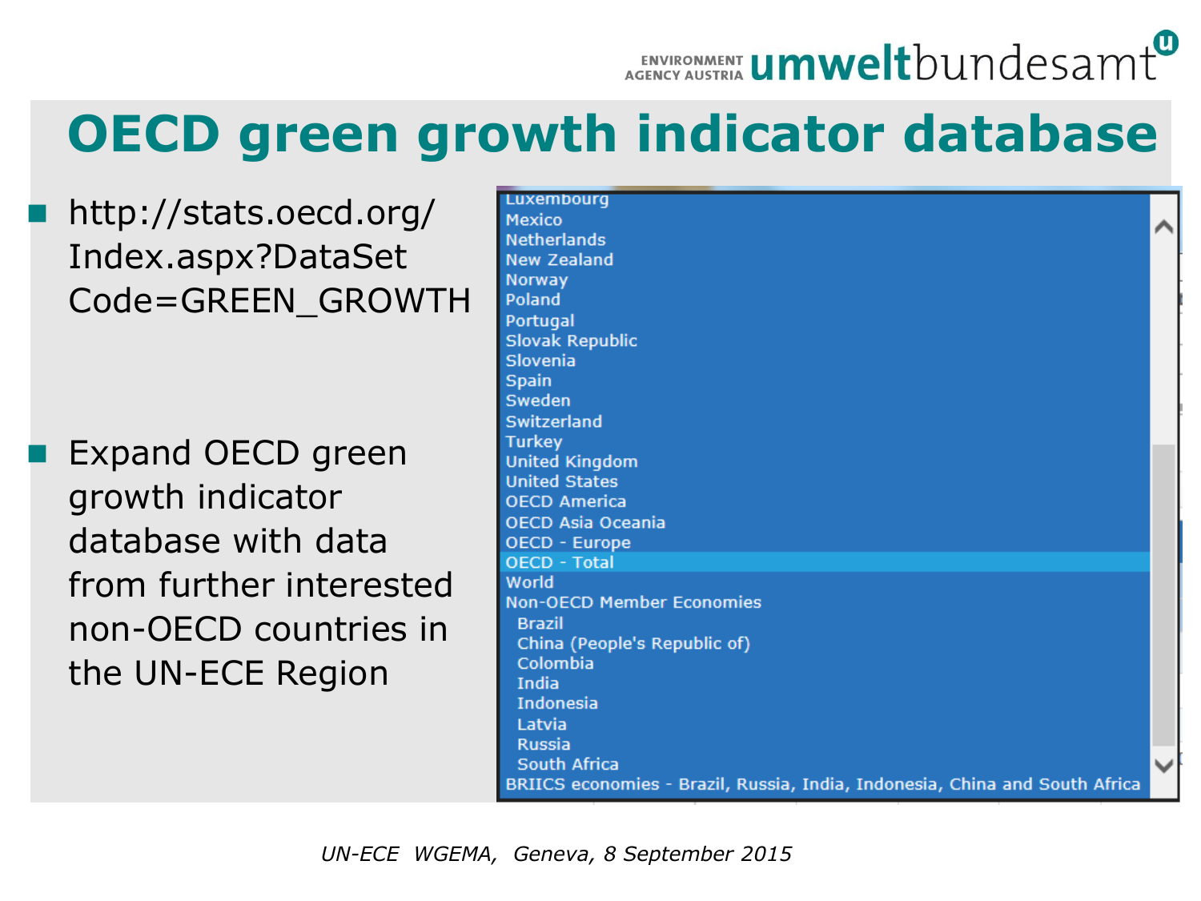# OECD green growth indicator database

- http://stats.oecd.org/Index.aspx?DataSetCode=GREEN_GROWTH
- Expand OECD green growth indicator database with data from further interested non-OECD countries in the UN-ECE Region

Luxembourg
Mexico
Netherlands
New Zealand
Norway
Poland
Portugal
Slovak Republic
Slovenia
Spain
Sweden
Switzerland
Turkey
United Kingdom
United States
OECD America
OECD Asia Oceania
OECD - Europe
OECD - Total
World
Non-OECD Member Economies
- Brazil
- China (People's Republic of)
- Colombia
- India
- Indonesia
- Latvia
- Russia
- South Africa

BRIICS economies - Brazil, Russia, India, Indonesia, China and South Africa

*UN-ECE WGEMA, Geneva, 8 September 2015*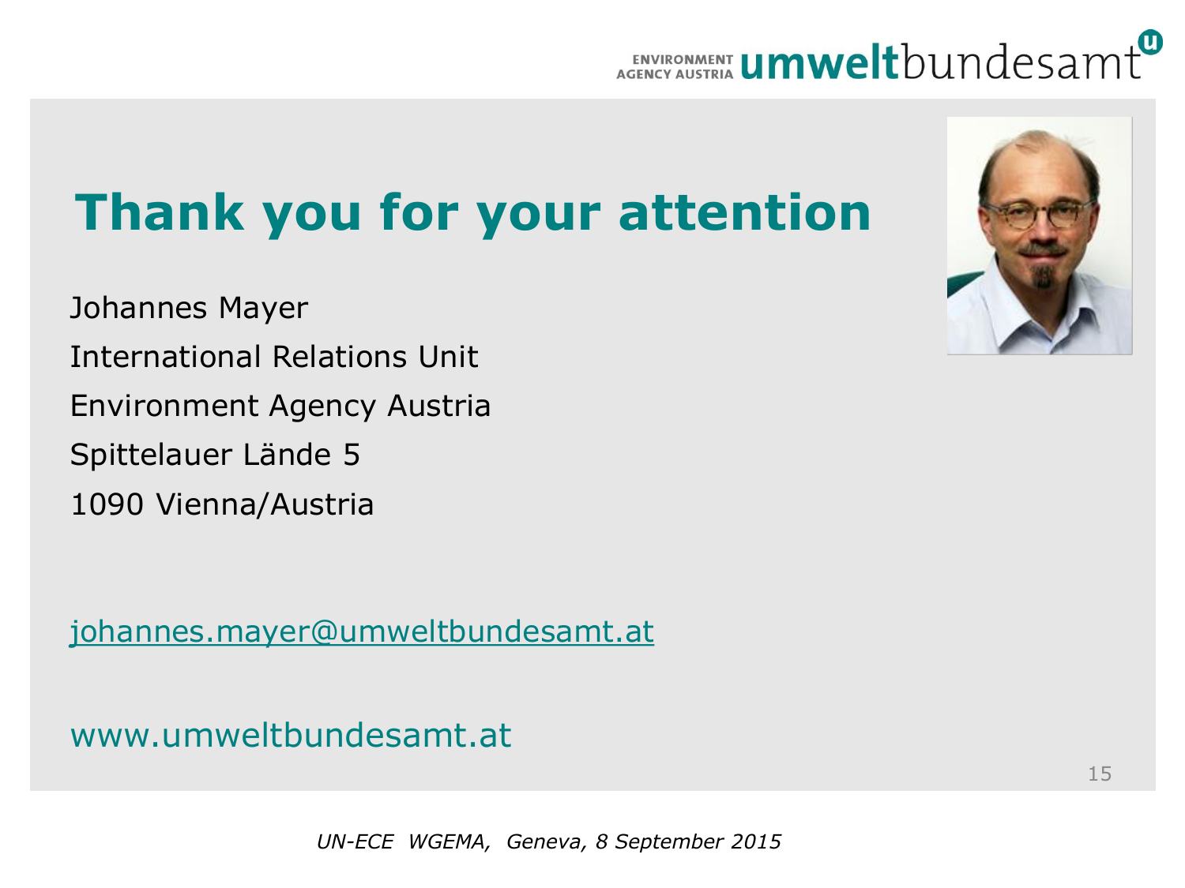# Thank you for your attention

Johannes Mayer

International Relations Unit

Environment Agency Austria

Spittelauer Lände 5

1090 Vienna/Austria

johannes.mayer@umweltbundesamt.at

www.umweltbundesamt.at